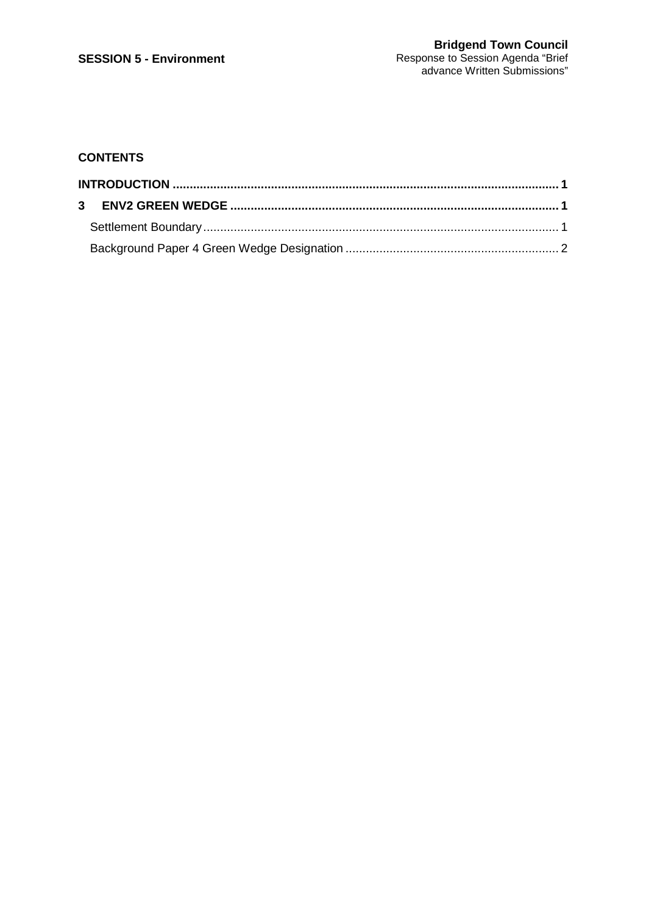**SESSION 5 - Environment**

**Bridgend Town Council**
Response to Session Agenda "Brief advance Written Submissions"

**CONTENTS**

**INTRODUCTION ....................................................................................................... 1**

**3 ENV2 GREEN WEDGE ..................................................................................... 1**

Settlement Boundary ................................................................................................ 1

Background Paper 4 Green Wedge Designation ....................................................... 2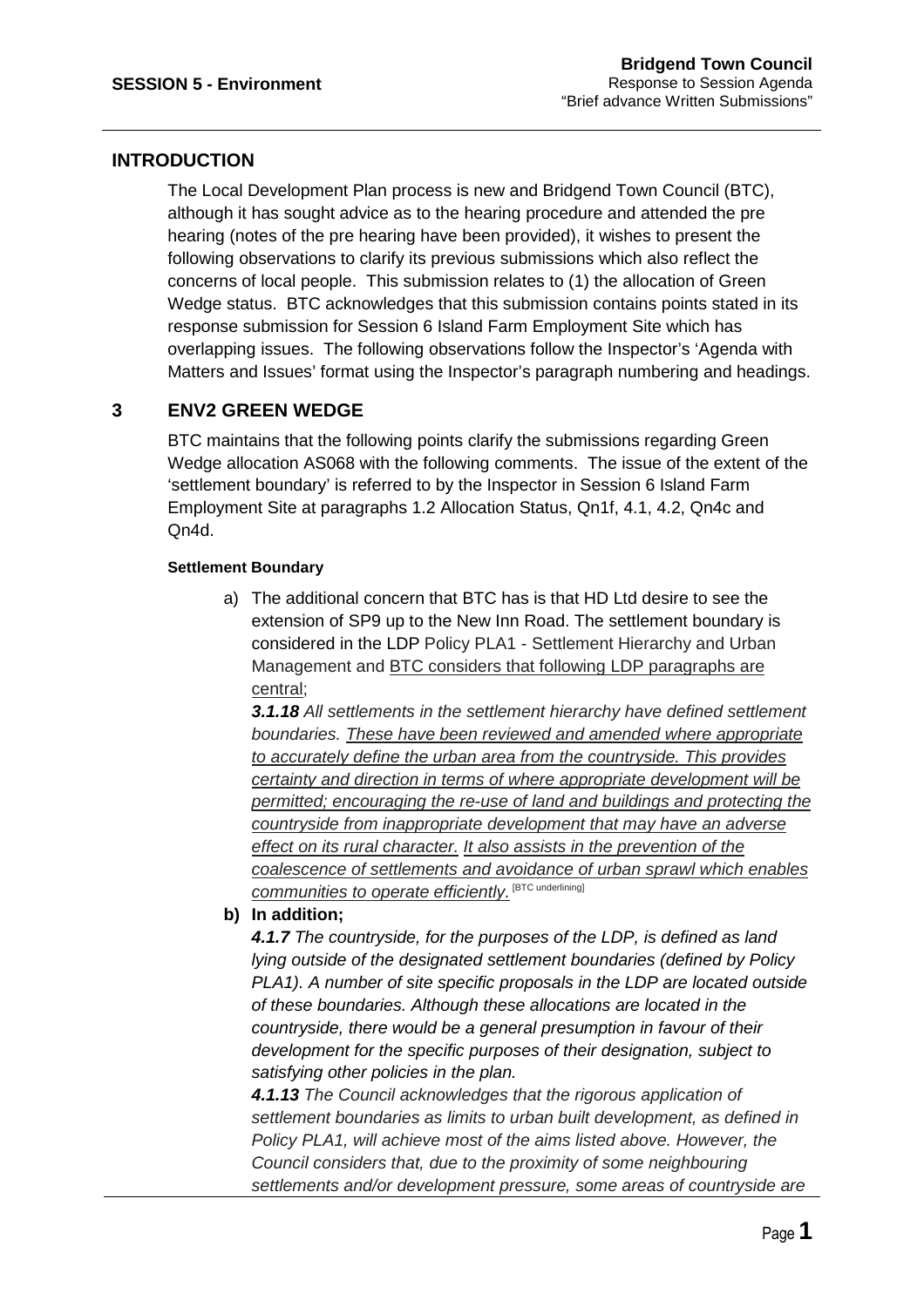## INTRODUCTION

The Local Development Plan process is new and Bridgend Town Council (BTC), although it has sought advice as to the hearing procedure and attended the pre hearing (notes of the pre hearing have been provided), it wishes to present the following observations to clarify its previous submissions which also reflect the concerns of local people. This submission relates to (1) the allocation of Green Wedge status. BTC acknowledges that this submission contains points stated in its response submission for Session 6 Island Farm Employment Site which has overlapping issues. The following observations follow the Inspector's 'Agenda with Matters and Issues' format using the Inspector's paragraph numbering and headings.

## 3 ENV2 GREEN WEDGE

BTC maintains that the following points clarify the submissions regarding Green Wedge allocation AS068 with the following comments. The issue of the extent of the 'settlement boundary' is referred to by the Inspector in Session 6 Island Farm Employment Site at paragraphs 1.2 Allocation Status, Qn1f, 4.1, 4.2, Qn4c and Qn4d.

#### Settlement Boundary

a) The additional concern that BTC has is that HD Ltd desire to see the extension of SP9 up to the New Inn Road. The settlement boundary is considered in the LDP Policy PLA1 - Settlement Hierarchy and Urban Management and <u>BTC considers that following LDP paragraphs are central</u>;

***3.1.18*** *All settlements in the settlement hierarchy have defined settlement boundaries. <u>These have been reviewed and amended where appropriate to accurately define the urban area from the countryside. This provides certainty and direction in terms of where appropriate development will be permitted; encouraging the re-use of land and buildings and protecting the countryside from inappropriate development that may have an adverse effect on its rural character.</u> <u>It also assists in the prevention of the coalescence of settlements and avoidance of urban sprawl which enables communities to operate efficiently.</u>* [BTC underlining]

**b) In addition;**

***4.1.7*** *The countryside, for the purposes of the LDP, is defined as land lying outside of the designated settlement boundaries (defined by Policy PLA1). A number of site specific proposals in the LDP are located outside of these boundaries. Although these allocations are located in the countryside, there would be a general presumption in favour of their development for the specific purposes of their designation, subject to satisfying other policies in the plan.*

***4.1.13*** *The Council acknowledges that the rigorous application of settlement boundaries as limits to urban built development, as defined in Policy PLA1, will achieve most of the aims listed above. However, the Council considers that, due to the proximity of some neighbouring settlements and/or development pressure, some areas of countryside are*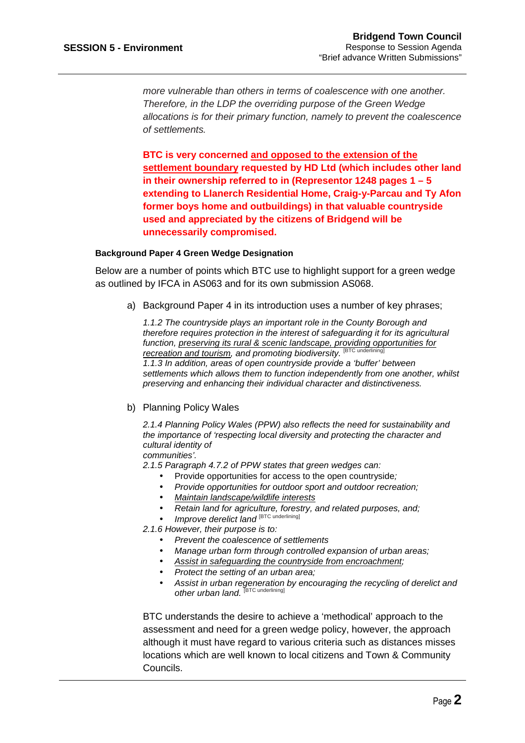*more vulnerable than others in terms of coalescence with one another. Therefore, in the LDP the overriding purpose of the Green Wedge allocations is for their primary function, namely to prevent the coalescence of settlements.*

**BTC is very concerned <u>and opposed to the extension of the settlement boundary</u> requested by HD Ltd (which includes other land in their ownership referred to in (Representor 1248 pages 1 – 5 extending to Llanerch Residential Home, Craig-y-Parcau and Ty Afon former boys home and outbuildings) in that valuable countryside used and appreciated by the citizens of Bridgend will be unnecessarily compromised.**

**Background Paper 4 Green Wedge Designation**

Below are a number of points which BTC use to highlight support for a green wedge as outlined by IFCA in AS063 and for its own submission AS068.

a) Background Paper 4 in its introduction uses a number of key phrases;

*1.1.2 The countryside plays an important role in the County Borough and therefore requires protection in the interest of safeguarding it for its agricultural function, <u>preserving its rural & scenic landscape, providing opportunities for recreation and tourism</u>, and promoting biodiversity.* [BTC underlining]
*1.1.3 In addition, areas of open countryside provide a 'buffer' between settlements which allows them to function independently from one another, whilst preserving and enhancing their individual character and distinctiveness.*

b) Planning Policy Wales

*2.1.4 Planning Policy Wales (PPW) also reflects the need for sustainability and the importance of 'respecting local diversity and protecting the character and cultural identity of communities'.*
*2.1.5 Paragraph 4.7.2 of PPW states that green wedges can:*

- *Provide opportunities for access to the open countryside;*
- *Provide opportunities for outdoor sport and outdoor recreation;*
- *<u>Maintain landscape/wildlife interests</u>*
- *Retain land for agriculture, forestry, and related purposes, and;*
- *Improve derelict land* [BTC underlining]

*2.1.6 However, their purpose is to:*

- *Prevent the coalescence of settlements*
- *Manage urban form through controlled expansion of urban areas;*
- *<u>Assist in safeguarding the countryside from encroachment</u>;*
- *Protect the setting of an urban area;*
- *Assist in urban regeneration by encouraging the recycling of derelict and other urban land.* [BTC underlining]

BTC understands the desire to achieve a 'methodical' approach to the assessment and need for a green wedge policy, however, the approach although it must have regard to various criteria such as distances misses locations which are well known to local citizens and Town & Community Councils.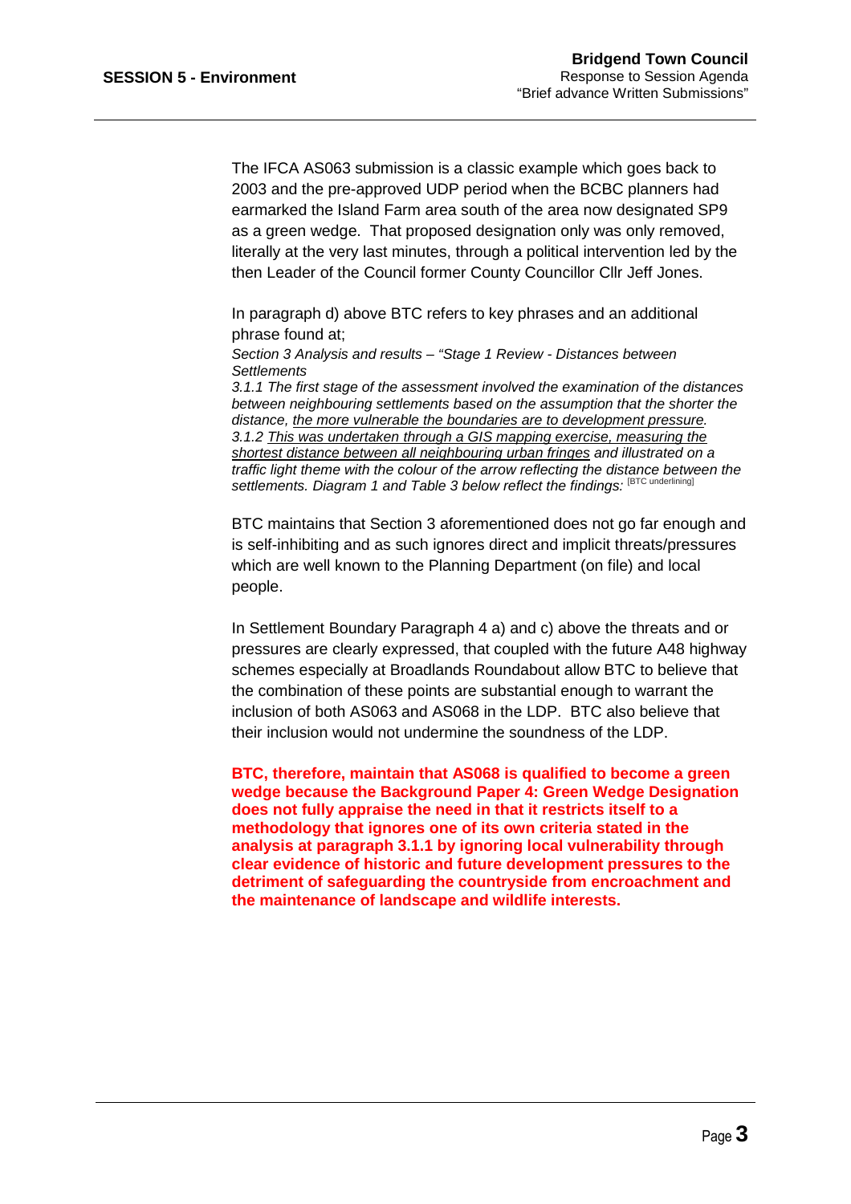The IFCA AS063 submission is a classic example which goes back to 2003 and the pre-approved UDP period when the BCBC planners had earmarked the Island Farm area south of the area now designated SP9 as a green wedge. That proposed designation only was only removed, literally at the very last minutes, through a political intervention led by the then Leader of the Council former County Councillor Cllr Jeff Jones.

In paragraph d) above BTC refers to key phrases and an additional phrase found at;

*Section 3 Analysis and results – "Stage 1 Review - Distances between Settlements*

*3.1.1 The first stage of the assessment involved the examination of the distances between neighbouring settlements based on the assumption that the shorter the distance, <u>the more vulnerable the boundaries are to development pressure.</u>*

*3.1.2 <u>This was undertaken through a GIS mapping exercise, measuring the shortest distance between all neighbouring urban fringes</u> and illustrated on a traffic light theme with the colour of the arrow reflecting the distance between the settlements. Diagram 1 and Table 3 below reflect the findings:* [BTC underlining]

BTC maintains that Section 3 aforementioned does not go far enough and is self-inhibiting and as such ignores direct and implicit threats/pressures which are well known to the Planning Department (on file) and local people.

In Settlement Boundary Paragraph 4 a) and c) above the threats and or pressures are clearly expressed, that coupled with the future A48 highway schemes especially at Broadlands Roundabout allow BTC to believe that the combination of these points are substantial enough to warrant the inclusion of both AS063 and AS068 in the LDP. BTC also believe that their inclusion would not undermine the soundness of the LDP.

**BTC, therefore, maintain that AS068 is qualified to become a green wedge because the Background Paper 4: Green Wedge Designation does not fully appraise the need in that it restricts itself to a methodology that ignores one of its own criteria stated in the analysis at paragraph 3.1.1 by ignoring local vulnerability through clear evidence of historic and future development pressures to the detriment of safeguarding the countryside from encroachment and the maintenance of landscape and wildlife interests.**